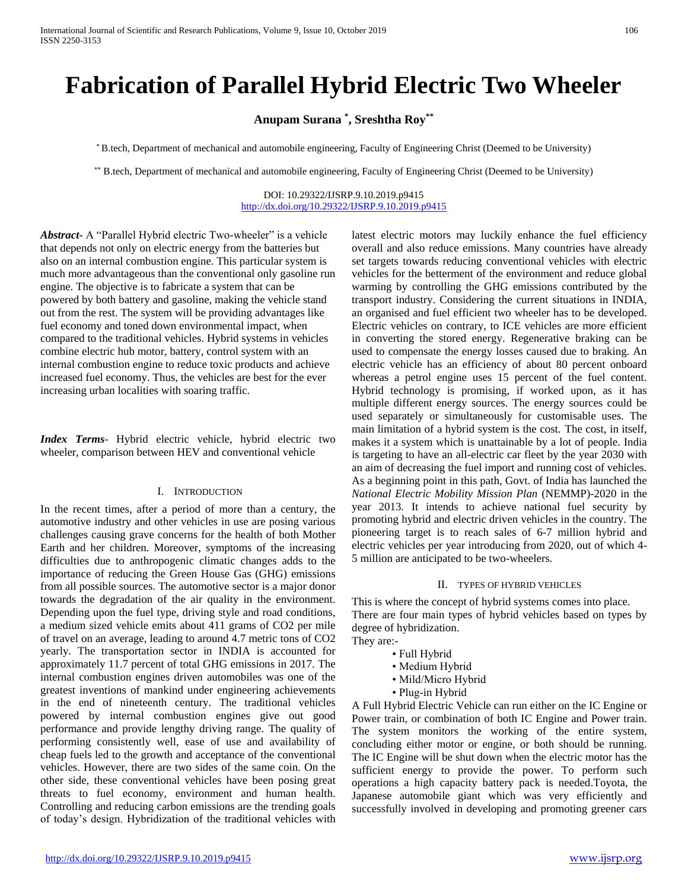# Fabrication of Parallel Hybrid Electric Two Wheeler

**Anupam Surana [*], Sreshtha Roy[**]**

[*] B.tech, Department of mechanical and automobile engineering, Faculty of Engineering Christ (Deemed to be University)

[**] B.tech, Department of mechanical and automobile engineering, Faculty of Engineering Christ (Deemed to be University)

DOI: 10.29322/IJSRP.9.10.2019.p9415
http://dx.doi.org/10.29322/IJSRP.9.10.2019.p9415

***Abstract*-** A "Parallel Hybrid electric Two-wheeler" is a vehicle that depends not only on electric energy from the batteries but also on an internal combustion engine. This particular system is much more advantageous than the conventional only gasoline run engine. The objective is to fabricate a system that can be powered by both battery and gasoline, making the vehicle stand out from the rest. The system will be providing advantages like fuel economy and toned down environmental impact, when compared to the traditional vehicles. Hybrid systems in vehicles combine electric hub motor, battery, control system with an internal combustion engine to reduce toxic products and achieve increased fuel economy. Thus, the vehicles are best for the ever increasing urban localities with soaring traffic.

***Index Terms*-** Hybrid electric vehicle, hybrid electric two wheeler, comparison between HEV and conventional vehicle

## I. Introduction

In the recent times, after a period of more than a century, the automotive industry and other vehicles in use are posing various challenges causing grave concerns for the health of both Mother Earth and her children. Moreover, symptoms of the increasing difficulties due to anthropogenic climatic changes adds to the importance of reducing the Green House Gas (GHG) emissions from all possible sources. The automotive sector is a major donor towards the degradation of the air quality in the environment. Depending upon the fuel type, driving style and road conditions, a medium sized vehicle emits about 411 grams of CO2 per mile of travel on an average, leading to around 4.7 metric tons of CO2 yearly. The transportation sector in INDIA is accounted for approximately 11.7 percent of total GHG emissions in 2017. The internal combustion engines driven automobiles was one of the greatest inventions of mankind under engineering achievements in the end of nineteenth century. The traditional vehicles powered by internal combustion engines give out good performance and provide lengthy driving range. The quality of performing consistently well, ease of use and availability of cheap fuels led to the growth and acceptance of the conventional vehicles. However, there are two sides of the same coin. On the other side, these conventional vehicles have been posing great threats to fuel economy, environment and human health. Controlling and reducing carbon emissions are the trending goals of today's design. Hybridization of the traditional vehicles with latest electric motors may luckily enhance the fuel efficiency overall and also reduce emissions. Many countries have already set targets towards reducing conventional vehicles with electric vehicles for the betterment of the environment and reduce global warming by controlling the GHG emissions contributed by the transport industry. Considering the current situations in INDIA, an organised and fuel efficient two wheeler has to be developed. Electric vehicles on contrary, to ICE vehicles are more efficient in converting the stored energy. Regenerative braking can be used to compensate the energy losses caused due to braking. An electric vehicle has an efficiency of about 80 percent onboard whereas a petrol engine uses 15 percent of the fuel content. Hybrid technology is promising, if worked upon, as it has multiple different energy sources. The energy sources could be used separately or simultaneously for customisable uses. The main limitation of a hybrid system is the cost. The cost, in itself, makes it a system which is unattainable by a lot of people. India is targeting to have an all-electric car fleet by the year 2030 with an aim of decreasing the fuel import and running cost of vehicles. As a beginning point in this path, Govt. of India has launched the *National Electric Mobility Mission Plan* (NEMMP)-2020 in the year 2013. It intends to achieve national fuel security by promoting hybrid and electric driven vehicles in the country. The pioneering target is to reach sales of 6-7 million hybrid and electric vehicles per year introducing from 2020, out of which 4-5 million are anticipated to be two-wheelers.

## II. Types of Hybrid Vehicles

This is where the concept of hybrid systems comes into place. There are four main types of hybrid vehicles based on types by degree of hybridization.

They are:-

- Full Hybrid
- Medium Hybrid
- Mild/Micro Hybrid
- Plug-in Hybrid

A Full Hybrid Electric Vehicle can run either on the IC Engine or Power train, or combination of both IC Engine and Power train. The system monitors the working of the entire system, concluding either motor or engine, or both should be running. The IC Engine will be shut down when the electric motor has the sufficient energy to provide the power. To perform such operations a high capacity battery pack is needed.Toyota, the Japanese automobile giant which was very efficiently and successfully involved in developing and promoting greener cars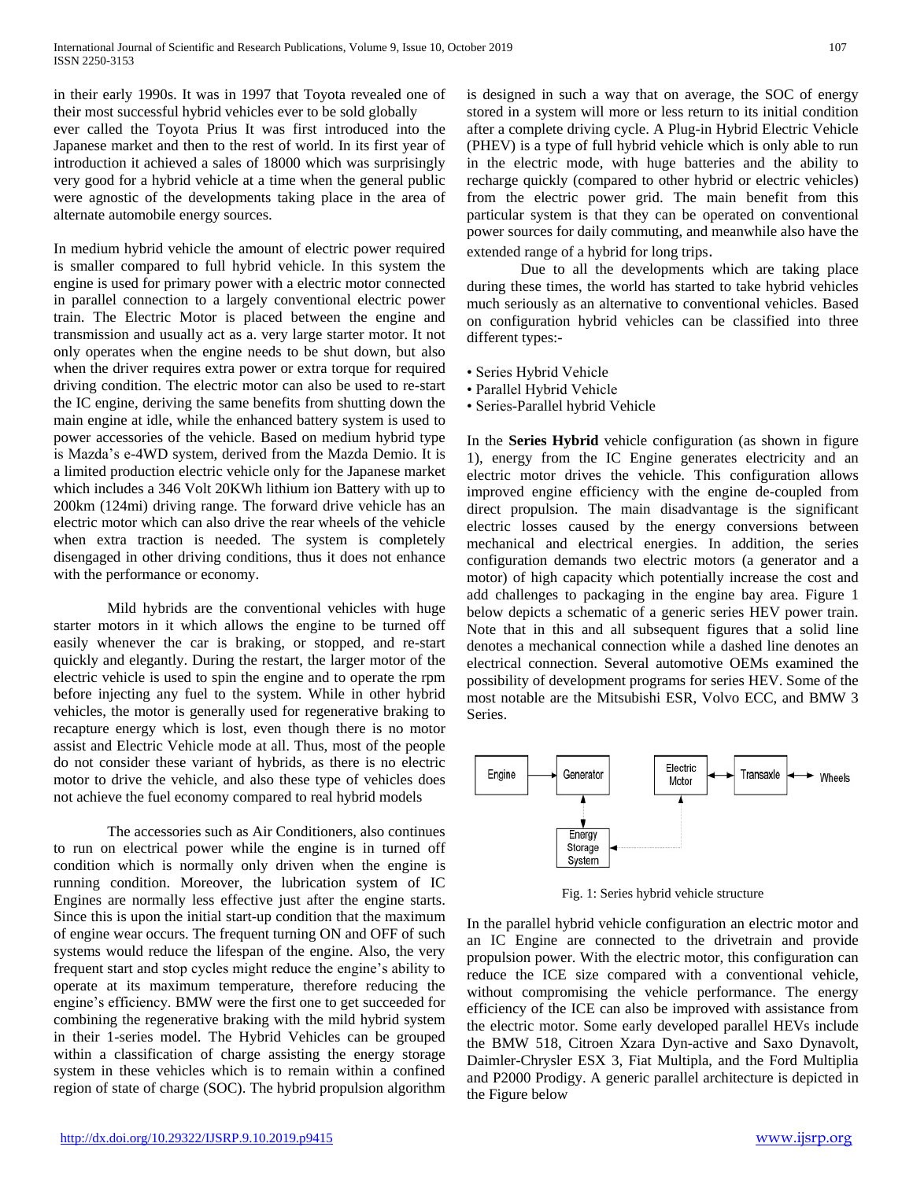in their early 1990s. It was in 1997 that Toyota revealed one of their most successful hybrid vehicles ever to be sold globally ever called the Toyota Prius It was first introduced into the Japanese market and then to the rest of world. In its first year of introduction it achieved a sales of 18000 which was surprisingly very good for a hybrid vehicle at a time when the general public were agnostic of the developments taking place in the area of alternate automobile energy sources.

In medium hybrid vehicle the amount of electric power required is smaller compared to full hybrid vehicle. In this system the engine is used for primary power with a electric motor connected in parallel connection to a largely conventional electric power train. The Electric Motor is placed between the engine and transmission and usually act as a. very large starter motor. It not only operates when the engine needs to be shut down, but also when the driver requires extra power or extra torque for required driving condition. The electric motor can also be used to re-start the IC engine, deriving the same benefits from shutting down the main engine at idle, while the enhanced battery system is used to power accessories of the vehicle. Based on medium hybrid type is Mazda's e-4WD system, derived from the Mazda Demio. It is a limited production electric vehicle only for the Japanese market which includes a 346 Volt 20KWh lithium ion Battery with up to 200km (124mi) driving range. The forward drive vehicle has an electric motor which can also drive the rear wheels of the vehicle when extra traction is needed. The system is completely disengaged in other driving conditions, thus it does not enhance with the performance or economy.

Mild hybrids are the conventional vehicles with huge starter motors in it which allows the engine to be turned off easily whenever the car is braking, or stopped, and re-start quickly and elegantly. During the restart, the larger motor of the electric vehicle is used to spin the engine and to operate the rpm before injecting any fuel to the system. While in other hybrid vehicles, the motor is generally used for regenerative braking to recapture energy which is lost, even though there is no motor assist and Electric Vehicle mode at all. Thus, most of the people do not consider these variant of hybrids, as there is no electric motor to drive the vehicle, and also these type of vehicles does not achieve the fuel economy compared to real hybrid models

The accessories such as Air Conditioners, also continues to run on electrical power while the engine is in turned off condition which is normally only driven when the engine is running condition. Moreover, the lubrication system of IC Engines are normally less effective just after the engine starts. Since this is upon the initial start-up condition that the maximum of engine wear occurs. The frequent turning ON and OFF of such systems would reduce the lifespan of the engine. Also, the very frequent start and stop cycles might reduce the engine's ability to operate at its maximum temperature, therefore reducing the engine's efficiency. BMW were the first one to get succeeded for combining the regenerative braking with the mild hybrid system in their 1-series model. The Hybrid Vehicles can be grouped within a classification of charge assisting the energy storage system in these vehicles which is to remain within a confined region of state of charge (SOC). The hybrid propulsion algorithm is designed in such a way that on average, the SOC of energy stored in a system will more or less return to its initial condition after a complete driving cycle. A Plug-in Hybrid Electric Vehicle (PHEV) is a type of full hybrid vehicle which is only able to run in the electric mode, with huge batteries and the ability to recharge quickly (compared to other hybrid or electric vehicles) from the electric power grid. The main benefit from this particular system is that they can be operated on conventional power sources for daily commuting, and meanwhile also have the extended range of a hybrid for long trips.

Due to all the developments which are taking place during these times, the world has started to take hybrid vehicles much seriously as an alternative to conventional vehicles. Based on configuration hybrid vehicles can be classified into three different types:-

- Series Hybrid Vehicle
- Parallel Hybrid Vehicle
- Series-Parallel hybrid Vehicle

In the **Series Hybrid** vehicle configuration (as shown in figure 1), energy from the IC Engine generates electricity and an electric motor drives the vehicle. This configuration allows improved engine efficiency with the engine de-coupled from direct propulsion. The main disadvantage is the significant electric losses caused by the energy conversions between mechanical and electrical energies. In addition, the series configuration demands two electric motors (a generator and a motor) of high capacity which potentially increase the cost and add challenges to packaging in the engine bay area. Figure 1 below depicts a schematic of a generic series HEV power train. Note that in this and all subsequent figures that a solid line denotes a mechanical connection while a dashed line denotes an electrical connection. Several automotive OEMs examined the possibility of development programs for series HEV. Some of the most notable are the Mitsubishi ESR, Volvo ECC, and BMW 3 Series.

Fig. 1: Series hybrid vehicle structure

In the parallel hybrid vehicle configuration an electric motor and an IC Engine are connected to the drivetrain and provide propulsion power. With the electric motor, this configuration can reduce the ICE size compared with a conventional vehicle, without compromising the vehicle performance. The energy efficiency of the ICE can also be improved with assistance from the electric motor. Some early developed parallel HEVs include the BMW 518, Citroen Xzara Dyn-active and Saxo Dynavolt, Daimler-Chrysler ESX 3, Fiat Multipla, and the Ford Multiplia and P2000 Prodigy. A generic parallel architecture is depicted in the Figure below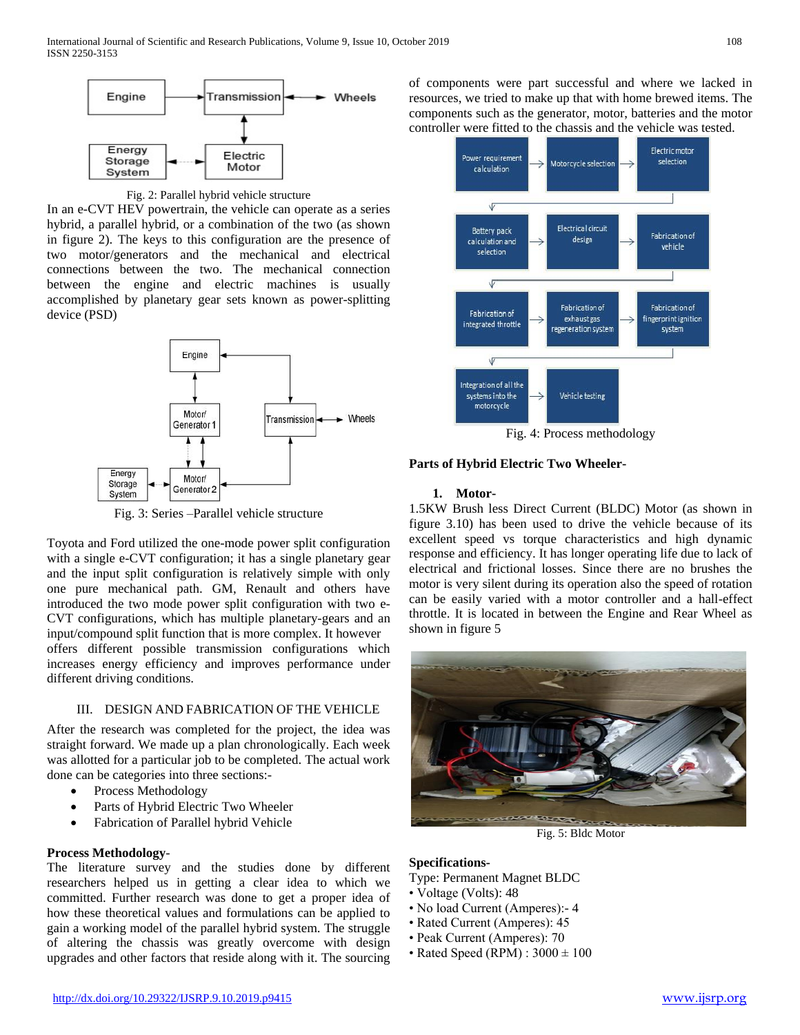Fig. 2: Parallel hybrid vehicle structure

In an e-CVT HEV powertrain, the vehicle can operate as a series hybrid, a parallel hybrid, or a combination of the two (as shown in figure 2). The keys to this configuration are the presence of two motor/generators and the mechanical and electrical connections between the two. The mechanical connection between the engine and electric machines is usually accomplished by planetary gear sets known as power-splitting device (PSD)

Fig. 3: Series –Parallel vehicle structure

Toyota and Ford utilized the one-mode power split configuration with a single e-CVT configuration; it has a single planetary gear and the input split configuration is relatively simple with only one pure mechanical path. GM, Renault and others have introduced the two mode power split configuration with two e-CVT configurations, which has multiple planetary-gears and an input/compound split function that is more complex. It however offers different possible transmission configurations which increases energy efficiency and improves performance under different driving conditions.

## III. DESIGN AND FABRICATION OF THE VEHICLE

After the research was completed for the project, the idea was straight forward. We made up a plan chronologically. Each week was allotted for a particular job to be completed. The actual work done can be categories into three sections:-

- Process Methodology
- Parts of Hybrid Electric Two Wheeler
- Fabrication of Parallel hybrid Vehicle

**Process Methodology**-

The literature survey and the studies done by different researchers helped us in getting a clear idea to which we committed. Further research was done to get a proper idea of how these theoretical values and formulations can be applied to gain a working model of the parallel hybrid system. The struggle of altering the chassis was greatly overcome with design upgrades and other factors that reside along with it. The sourcing of components were part successful and where we lacked in resources, we tried to make up that with home brewed items. The components such as the generator, motor, batteries and the motor controller were fitted to the chassis and the vehicle was tested.

Fig. 4: Process methodology

**Parts of Hybrid Electric Two Wheeler-**

1. **Motor-**

1.5KW Brush less Direct Current (BLDC) Motor (as shown in figure 3.10) has been used to drive the vehicle because of its excellent speed vs torque characteristics and high dynamic response and efficiency. It has longer operating life due to lack of electrical and frictional losses. Since there are no brushes the motor is very silent during its operation also the speed of rotation can be easily varied with a motor controller and a hall-effect throttle. It is located in between the Engine and Rear Wheel as shown in figure 5

Fig. 5: Bldc Motor

**Specifications-**

Type: Permanent Magnet BLDC

- Voltage (Volts): 48
- No load Current (Amperes):- 4
- Rated Current (Amperes): 45
- Peak Current (Amperes): 70
- Rated Speed (RPM) : 3000 ± 100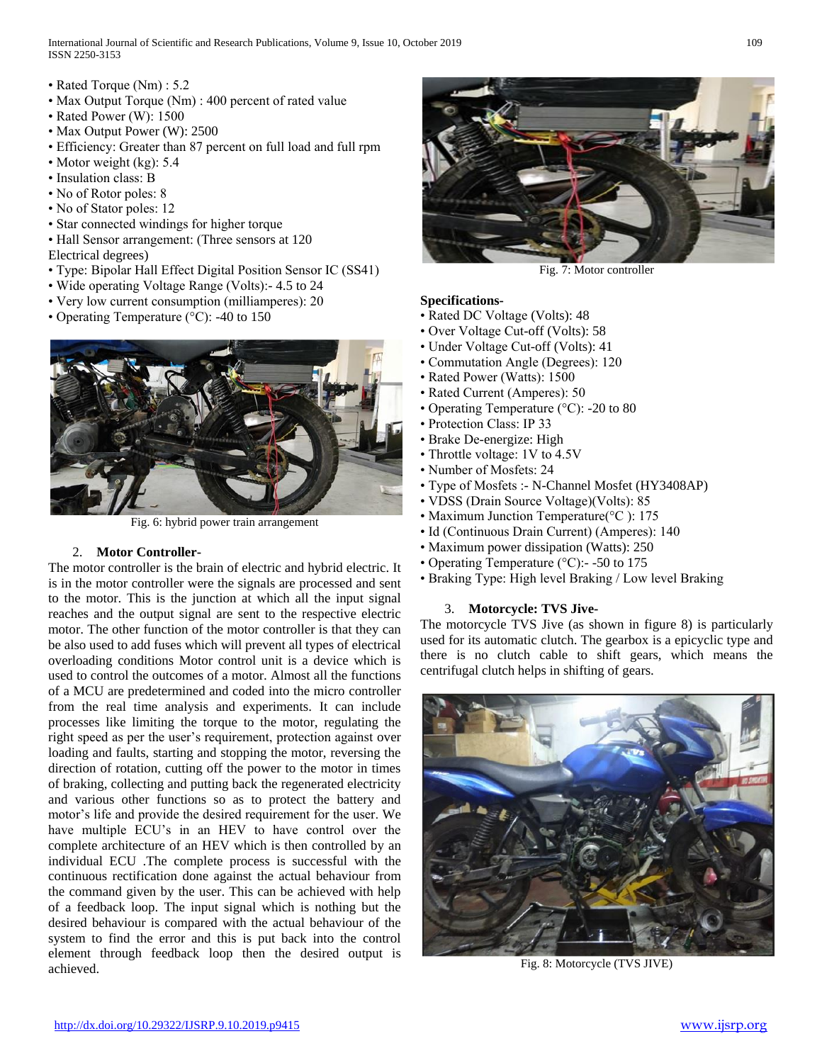- Rated Torque (Nm) : 5.2
- Max Output Torque (Nm) : 400 percent of rated value
- Rated Power (W): 1500
- Max Output Power (W): 2500
- Efficiency: Greater than 87 percent on full load and full rpm
- Motor weight (kg): 5.4
- Insulation class: B
- No of Rotor poles: 8
- No of Stator poles: 12
- Star connected windings for higher torque
- Hall Sensor arrangement: (Three sensors at 120 Electrical degrees)
- Type: Bipolar Hall Effect Digital Position Sensor IC (SS41)
- Wide operating Voltage Range (Volts):- 4.5 to 24
- Very low current consumption (milliamperes): 20
- Operating Temperature (°C): -40 to 150

Fig. 6: hybrid power train arrangement

### 2. Motor Controller-

The motor controller is the brain of electric and hybrid electric. It is in the motor controller were the signals are processed and sent to the motor. This is the junction at which all the input signal reaches and the output signal are sent to the respective electric motor. The other function of the motor controller is that they can be also used to add fuses which will prevent all types of electrical overloading conditions Motor control unit is a device which is used to control the outcomes of a motor. Almost all the functions of a MCU are predetermined and coded into the micro controller from the real time analysis and experiments. It can include processes like limiting the torque to the motor, regulating the right speed as per the user's requirement, protection against over loading and faults, starting and stopping the motor, reversing the direction of rotation, cutting off the power to the motor in times of braking, collecting and putting back the regenerated electricity and various other functions so as to protect the battery and motor's life and provide the desired requirement for the user. We have multiple ECU's in an HEV to have control over the complete architecture of an HEV which is then controlled by an individual ECU .The complete process is successful with the continuous rectification done against the actual behaviour from the command given by the user. This can be achieved with help of a feedback loop. The input signal which is nothing but the desired behaviour is compared with the actual behaviour of the system to find the error and this is put back into the control element through feedback loop then the desired output is achieved.

Fig. 7: Motor controller

**Specifications-**

- Rated DC Voltage (Volts): 48
- Over Voltage Cut-off (Volts): 58
- Under Voltage Cut-off (Volts): 41
- Commutation Angle (Degrees): 120
- Rated Power (Watts): 1500
- Rated Current (Amperes): 50
- Operating Temperature (°C): -20 to 80
- Protection Class: IP 33
- Brake De-energize: High
- Throttle voltage: 1V to 4.5V
- Number of Mosfets: 24
- Type of Mosfets :- N-Channel Mosfet (HY3408AP)
- VDSS (Drain Source Voltage)(Volts): 85
- Maximum Junction Temperature(°C ): 175
- Id (Continuous Drain Current) (Amperes): 140
- Maximum power dissipation (Watts): 250
- Operating Temperature (°C):- -50 to 175
- Braking Type: High level Braking / Low level Braking

### 3. Motorcycle: TVS Jive-

The motorcycle TVS Jive (as shown in figure 8) is particularly used for its automatic clutch. The gearbox is a epicyclic type and there is no clutch cable to shift gears, which means the centrifugal clutch helps in shifting of gears.

Fig. 8: Motorcycle (TVS JIVE)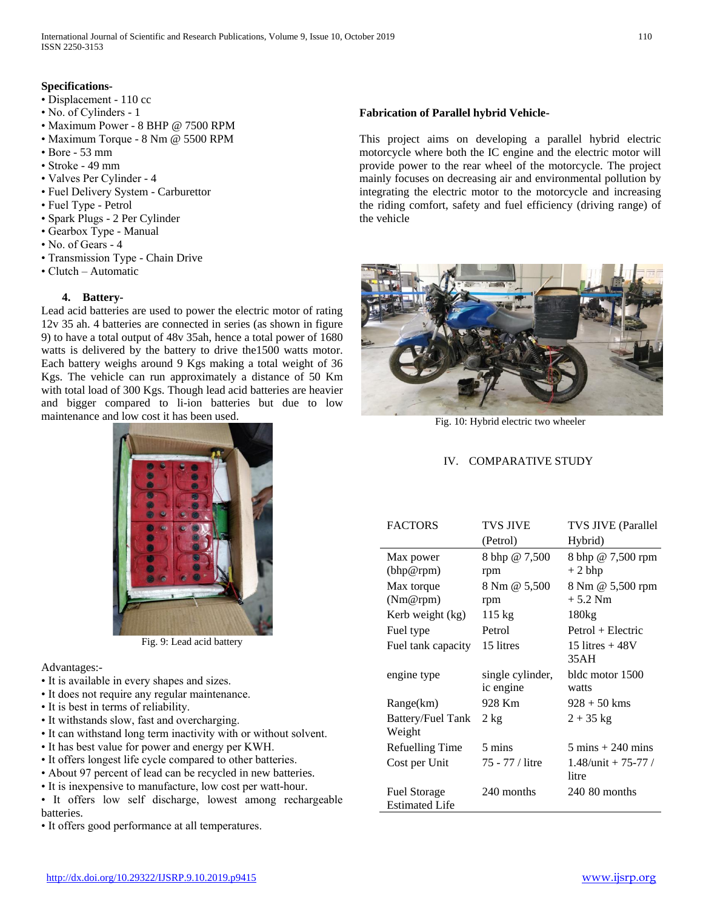**Specifications-**

- Displacement - 110 cc
- No. of Cylinders - 1
- Maximum Power - 8 BHP @ 7500 RPM
- Maximum Torque - 8 Nm @ 5500 RPM
- Bore - 53 mm
- Stroke - 49 mm
- Valves Per Cylinder - 4
- Fuel Delivery System - Carburettor
- Fuel Type - Petrol
- Spark Plugs - 2 Per Cylinder
- Gearbox Type - Manual
- No. of Gears - 4
- Transmission Type - Chain Drive
- Clutch – Automatic

**4. Battery-**

Lead acid batteries are used to power the electric motor of rating 12v 35 ah. 4 batteries are connected in series (as shown in figure 9) to have a total output of 48v 35ah, hence a total power of 1680 watts is delivered by the battery to drive the1500 watts motor. Each battery weighs around 9 Kgs making a total weight of 36 Kgs. The vehicle can run approximately a distance of 50 Km with total load of 300 Kgs. Though lead acid batteries are heavier and bigger compared to li-ion batteries but due to low maintenance and low cost it has been used.

Fig. 9: Lead acid battery

Advantages:-

- It is available in every shapes and sizes.
- It does not require any regular maintenance.
- It is best in terms of reliability.
- It withstands slow, fast and overcharging.
- It can withstand long term inactivity with or without solvent.
- It has best value for power and energy per KWH.
- It offers longest life cycle compared to other batteries.
- About 97 percent of lead can be recycled in new batteries.
- It is inexpensive to manufacture, low cost per watt-hour.
- It offers low self discharge, lowest among rechargeable batteries.
- It offers good performance at all temperatures.

**Fabrication of Parallel hybrid Vehicle-**

This project aims on developing a parallel hybrid electric motorcycle where both the IC engine and the electric motor will provide power to the rear wheel of the motorcycle. The project mainly focuses on decreasing air and environmental pollution by integrating the electric motor to the motorcycle and increasing the riding comfort, safety and fuel efficiency (driving range) of the vehicle

Fig. 10: Hybrid electric two wheeler

## IV. COMPARATIVE STUDY

| FACTORS | TVS JIVE (Petrol) | TVS JIVE (Parallel Hybrid) |
|---|---|---|
| Max power (bhp@rpm) | 8 bhp @ 7,500 rpm | 8 bhp @ 7,500 rpm + 2 bhp |
| Max torque (Nm@rpm) | 8 Nm @ 5,500 rpm | 8 Nm @ 5,500 rpm + 5.2 Nm |
| Kerb weight (kg) | 115 kg | 180kg |
| Fuel type | Petrol | Petrol + Electric |
| Fuel tank capacity | 15 litres | 15 litres + 48V 35AH |
| engine type | single cylinder, ic engine | bldc motor 1500 watts |
| Range(km) | 928 Km | 928 + 50 kms |
| Battery/Fuel Tank Weight | 2 kg | 2 + 35 kg |
| Refuelling Time | 5 mins | 5 mins + 240 mins |
| Cost per Unit | 75 - 77 / litre | 1.48/unit + 75-77 / litre |
| Fuel Storage Estimated Life | 240 months | 240 80 months |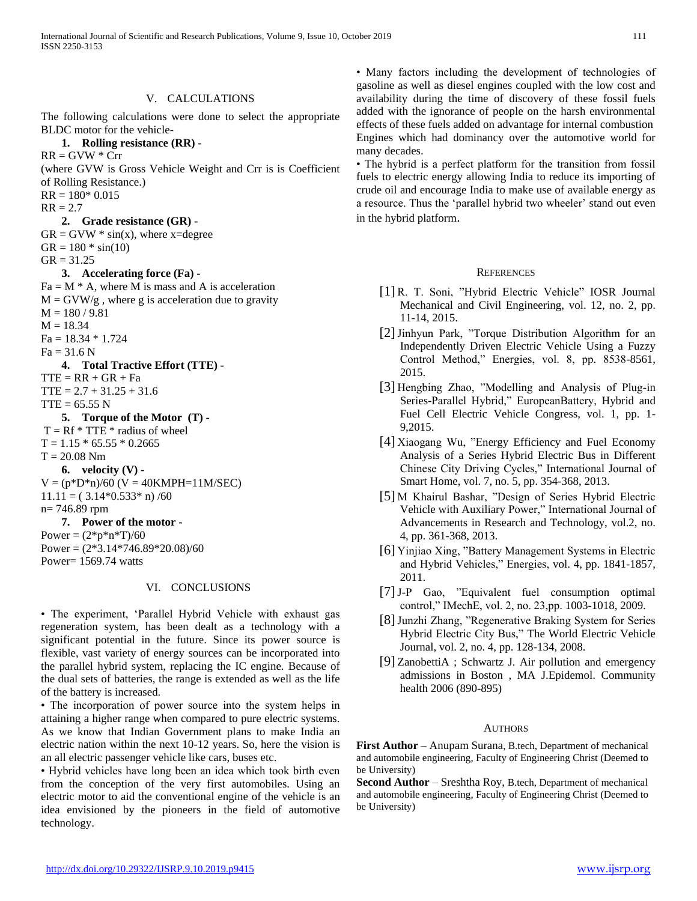## V. CALCULATIONS

The following calculations were done to select the appropriate BLDC motor for the vehicle-

**1. Rolling resistance (RR) -**

$RR = GVW * Crr$

(where GVW is Gross Vehicle Weight and Crr is is Coefficient of Rolling Resistance.)

$RR = 180 * 0.015$

$RR = 2.7$

**2. Grade resistance (GR) -**

$GR = GVW * \sin(x)$, where x=degree

$GR = 180 * \sin(10)$

$GR = 31.25$

**3. Accelerating force (Fa) -**

$Fa = M * A$, where M is mass and A is acceleration

$M = GVW/g$ , where g is acceleration due to gravity

$M = 180 / 9.81$

$M = 18.34$

$Fa = 18.34 * 1.724$

$Fa = 31.6$ N

**4. Total Tractive Effort (TTE) -**

$TTE = RR + GR + Fa$

$TTE = 2.7 + 31.25 + 31.6$

$TTE = 65.55$ N

**5. Torque of the Motor (T) -**

$T = Rf * TTE *$ radius of wheel

$T = 1.15 * 65.55 * 0.2665$

$T = 20.08$ Nm

**6. velocity (V) -**

$V = (p*D*n)/60$ (V = 40KMPH=11M/SEC)

$11.11 = ( 3.14*0.533* n) /60$

n= 746.89 rpm

**7. Power of the motor -**

$Power = (2*p*n*T)/60$

$Power = (2*3.14*746.89*20.08)/60$

Power= 1569.74 watts

## VI. CONCLUSIONS

• The experiment, 'Parallel Hybrid Vehicle with exhaust gas regeneration system, has been dealt as a technology with a significant potential in the future. Since its power source is flexible, vast variety of energy sources can be incorporated into the parallel hybrid system, replacing the IC engine. Because of the dual sets of batteries, the range is extended as well as the life of the battery is increased.

• The incorporation of power source into the system helps in attaining a higher range when compared to pure electric systems. As we know that Indian Government plans to make India an electric nation within the next 10-12 years. So, here the vision is an all electric passenger vehicle like cars, buses etc.

• Hybrid vehicles have long been an idea which took birth even from the conception of the very first automobiles. Using an electric motor to aid the conventional engine of the vehicle is an idea envisioned by the pioneers in the field of automotive technology.

• Many factors including the development of technologies of gasoline as well as diesel engines coupled with the low cost and availability during the time of discovery of these fossil fuels added with the ignorance of people on the harsh environmental effects of these fuels added on advantage for internal combustion Engines which had dominancy over the automotive world for many decades.

• The hybrid is a perfect platform for the transition from fossil fuels to electric energy allowing India to reduce its importing of crude oil and encourage India to make use of available energy as a resource. Thus the 'parallel hybrid two wheeler' stand out even in the hybrid platform.

## REFERENCES

[1] R. T. Soni, "Hybrid Electric Vehicle" IOSR Journal Mechanical and Civil Engineering, vol. 12, no. 2, pp. 11-14, 2015.

[2] Jinhyun Park, "Torque Distribution Algorithm for an Independently Driven Electric Vehicle Using a Fuzzy Control Method," Energies, vol. 8, pp. 8538-8561, 2015.

[3] Hengbing Zhao, "Modelling and Analysis of Plug-in Series-Parallel Hybrid," EuropeanBattery, Hybrid and Fuel Cell Electric Vehicle Congress, vol. 1, pp. 1-9,2015.

[4] Xiaogang Wu, "Energy Efficiency and Fuel Economy Analysis of a Series Hybrid Electric Bus in Different Chinese City Driving Cycles," International Journal of Smart Home, vol. 7, no. 5, pp. 354-368, 2013.

[5] M Khairul Bashar, "Design of Series Hybrid Electric Vehicle with Auxiliary Power," International Journal of Advancements in Research and Technology, vol.2, no. 4, pp. 361-368, 2013.

[6] Yinjiao Xing, "Battery Management Systems in Electric and Hybrid Vehicles," Energies, vol. 4, pp. 1841-1857, 2011.

[7] J-P Gao, "Equivalent fuel consumption optimal control," IMechE, vol. 2, no. 23,pp. 1003-1018, 2009.

[8] Junzhi Zhang, "Regenerative Braking System for Series Hybrid Electric City Bus," The World Electric Vehicle Journal, vol. 2, no. 4, pp. 128-134, 2008.

[9] ZanobettiA ; Schwartz J. Air pollution and emergency admissions in Boston , MA J.Epidemol. Community health 2006 (890-895)

## AUTHORS

**First Author** – Anupam Surana, B.tech, Department of mechanical and automobile engineering, Faculty of Engineering Christ (Deemed to be University)

**Second Author** – Sreshtha Roy, B.tech, Department of mechanical and automobile engineering, Faculty of Engineering Christ (Deemed to be University)